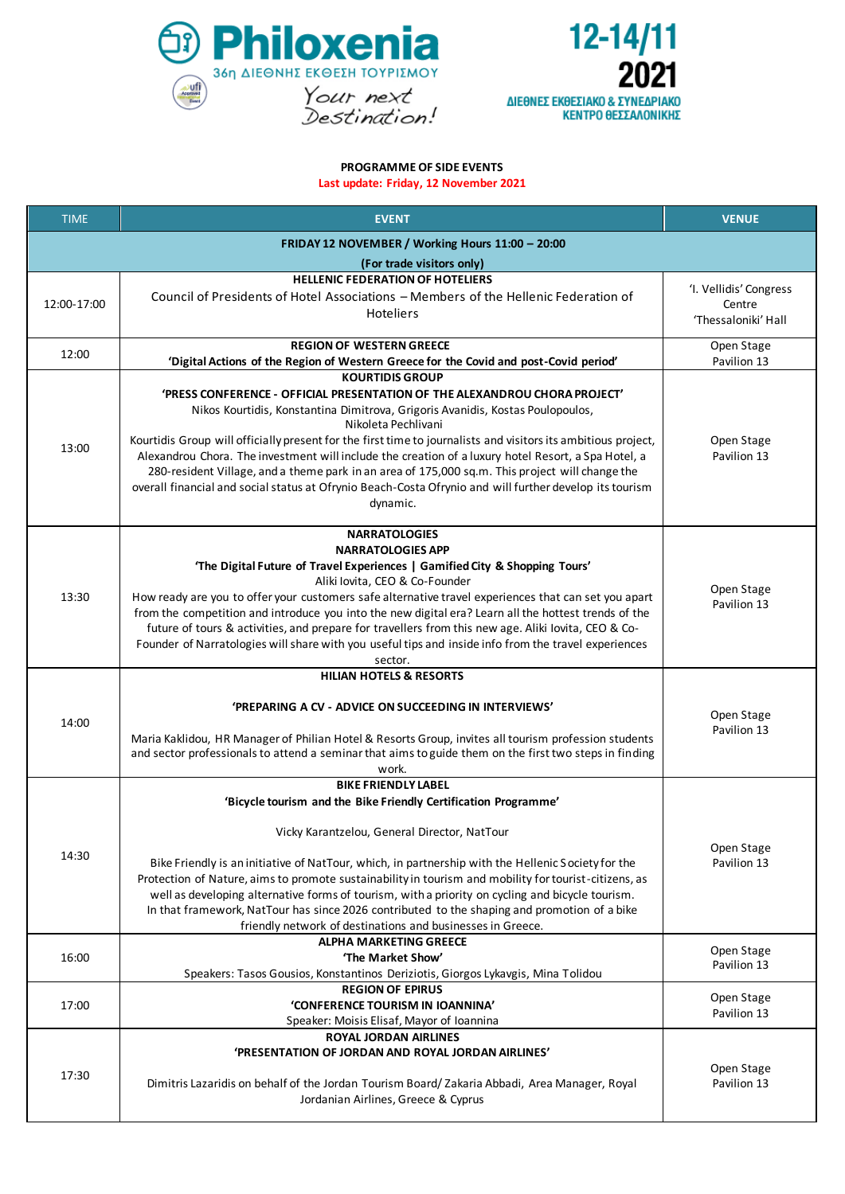# Philoxenia

36η ΔΙΕΘΝΗΣ ΕΚΘΕΣΗ ΤΟΥΡΙΣΜΟΥ

Your next Destination!

**12-14/11 2021**

ΔΙΕΘΝΕΣ ΕΚΘΕΣΙΑΚΟ & ΣΥΝΕΔΡΙΑΚΟ ΚΕΝΤΡΟ ΘΕΣΣΑΛΟΝΙΚΗΣ

**PROGRAMME OF SIDE EVENTS**

**Last update: Friday, 12 November 2021**

| TIME | EVENT | VENUE |
|---|---|---|
| **FRIDAY 12 NOVEMBER / Working Hours 11:00 – 20:00 (For trade visitors only)** | | |
| 12:00-17:00 | **HELLENIC FEDERATION OF HOTELIERS**<br>Council of Presidents of Hotel Associations – Members of the Hellenic Federation of Hoteliers | 'I. Vellidis' Congress Centre 'Thessaloniki' Hall |
| 12:00 | **REGION OF WESTERN GREECE**<br>**'Digital Actions of the Region of Western Greece for the Covid and post-Covid period'** | Open Stage Pavilion 13 |
| 13:00 | **KOURTIDIS GROUP**<br>**'PRESS CONFERENCE - OFFICIAL PRESENTATION OF THE ALEXANDROU CHORA PROJECT'**<br>Nikos Kourtidis, Konstantina Dimitrova, Grigoris Avanidis, Kostas Poulopoulos, Nikoleta Pechlivani<br>Kourtidis Group will officially present for the first time to journalists and visitors its ambitious project, Alexandrou Chora. The investment will include the creation of a luxury hotel Resort, a Spa Hotel, a 280-resident Village, and a theme park in an area of 175,000 sq.m. This project will change the overall financial and social status at Ofrynio Beach-Costa Ofrynio and will further develop its tourism dynamic. | Open Stage Pavilion 13 |
| 13:30 | **NARRATOLOGIES**<br>**NARRATOLOGIES APP**<br>**'The Digital Future of Travel Experiences \| Gamified City & Shopping Tours'**<br>Aliki Iovita, CEO & Co-Founder<br>How ready are you to offer your customers safe alternative travel experiences that can set you apart from the competition and introduce you into the new digital era? Learn all the hottest trends of the future of tours & activities, and prepare for travellers from this new age. Aliki Iovita, CEO & Co-Founder of Narratologies will share with you useful tips and inside info from the travel experiences sector. | Open Stage Pavilion 13 |
| 14:00 | **HILIAN HOTELS & RESORTS**<br>**'PREPARING A CV - ADVICE ON SUCCEEDING IN INTERVIEWS'**<br>Maria Kaklidou, HR Manager of Philian Hotel & Resorts Group, invites all tourism profession students and sector professionals to attend a seminar that aims to guide them on the first two steps in finding work. | Open Stage Pavilion 13 |
| 14:30 | **BIKE FRIENDLY LABEL**<br>**'Bicycle tourism and the Bike Friendly Certification Programme'**<br>Vicky Karantzelou, General Director, NatTour<br>Bike Friendly is an initiative of NatTour, which, in partnership with the Hellenic Society for the Protection of Nature, aims to promote sustainability in tourism and mobility for tourist-citizens, as well as developing alternative forms of tourism, with a priority on cycling and bicycle tourism. In that framework, NatTour has since 2026 contributed to the shaping and promotion of a bike friendly network of destinations and businesses in Greece. | Open Stage Pavilion 13 |
| 16:00 | **ALPHA MARKETING GREECE**<br>**'The Market Show'**<br>Speakers: Tasos Gousios, Konstantinos Deriziotis, Giorgos Lykavgis, Mina Tolidou | Open Stage Pavilion 13 |
| 17:00 | **REGION OF EPIRUS**<br>**'CONFERENCE TOURISM IN IOANNINA'**<br>Speaker: Moisis Elisaf, Mayor of Ioannina | Open Stage Pavilion 13 |
| 17:30 | **ROYAL JORDAN AIRLINES**<br>**'PRESENTATION OF JORDAN AND ROYAL JORDAN AIRLINES'**<br>Dimitris Lazaridis on behalf of the Jordan Tourism Board/ Zakaria Abbadi, Area Manager, Royal Jordanian Airlines, Greece & Cyprus | Open Stage Pavilion 13 |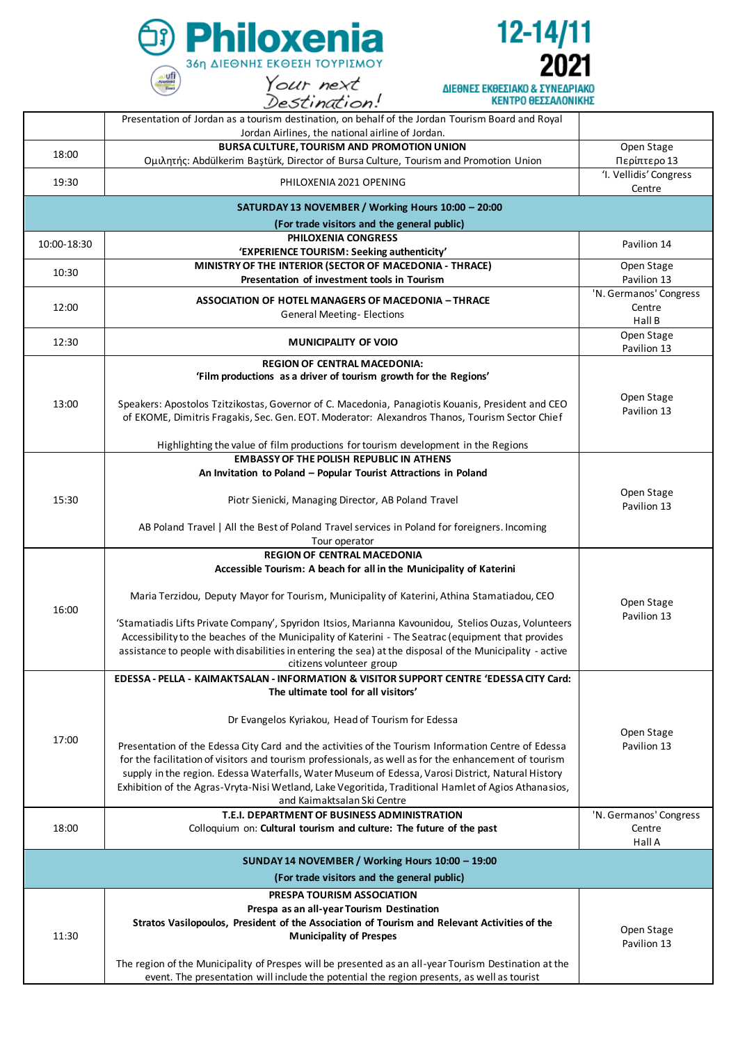| | | |
|---|---|---|
| | Presentation of Jordan as a tourism destination, on behalf of the Jordan Tourism Board and Royal Jordan Airlines, the national airline of Jordan. | |
| 18:00 | **BURSA CULTURE, TOURISM AND PROMOTION UNION**<br>Ομιλητής: Abdülkerim Baştürk, Director of Bursa Culture, Tourism and Promotion Union | Open Stage<br>Περίπτερο 13 |
| 19:30 | PHILOXENIA 2021 OPENING | 'I. Vellidis' Congress Centre |
| **SATURDAY 13 NOVEMBER / Working Hours 10:00 – 20:00**<br>**(For trade visitors and the general public)** | | |
| 10:00-18:30 | **PHILOXENIA CONGRESS**<br>**'EXPERIENCE TOURISM: Seeking authenticity'** | Pavilion 14 |
| 10:30 | **MINISTRY OF THE INTERIOR (SECTOR OF MACEDONIA - THRACE)**<br>**Presentation of investment tools in Tourism** | Open Stage<br>Pavilion 13 |
| 12:00 | **ASSOCIATION OF HOTEL MANAGERS OF MACEDONIA – THRACE**<br>General Meeting- Elections | 'N. Germanos' Congress Centre<br>Hall B |
| 12:30 | **MUNICIPALITY OF VOIO** | Open Stage<br>Pavilion 13 |
| 13:00 | **REGION OF CENTRAL MACEDONIA:**<br>**'Film productions as a driver of tourism growth for the Regions'**<br><br>Speakers: Apostolos Tzitzikostas, Governor of C. Macedonia, Panagiotis Kouanis, President and CEO of EKOME, Dimitris Fragakis, Sec. Gen. EOT. Moderator: Alexandros Thanos, Tourism Sector Chief<br><br>Highlighting the value of film productions for tourism development in the Regions | Open Stage<br>Pavilion 13 |
| 15:30 | **EMBASSY OF THE POLISH REPUBLIC IN ATHENS**<br>**An Invitation to Poland – Popular Tourist Attractions in Poland**<br><br>Piotr Sienicki, Managing Director, AB Poland Travel<br><br>AB Poland Travel \| All the Best of Poland Travel services in Poland for foreigners. Incoming Tour operator | Open Stage<br>Pavilion 13 |
| 16:00 | **REGION OF CENTRAL MACEDONIA**<br>**Accessible Tourism: A beach for all in the Municipality of Katerini**<br><br>Maria Terzidou, Deputy Mayor for Tourism, Municipality of Katerini, Athina Stamatiadou, CEO<br><br>'Stamatiadis Lifts Private Company', Spyridon Itsios, Marianna Kavounidou, Stelios Ouzas, Volunteers<br>Accessibility to the beaches of the Municipality of Katerini - The Seatrac (equipment that provides assistance to people with disabilities in entering the sea) at the disposal of the Municipality - active citizens volunteer group | Open Stage<br>Pavilion 13 |
| 17:00 | **EDESSA - PELLA - KAIMAKTSALAN - INFORMATION & VISITOR SUPPORT CENTRE 'EDESSA CITY Card: The ultimate tool for all visitors'**<br><br>Dr Evangelos Kyriakou, Head of Tourism for Edessa<br><br>Presentation of the Edessa City Card and the activities of the Tourism Information Centre of Edessa for the facilitation of visitors and tourism professionals, as well as for the enhancement of tourism supply in the region. Edessa Waterfalls, Water Museum of Edessa, Varosi District, Natural History Exhibition of the Agras-Vryta-Nisi Wetland, Lake Vegoritida, Traditional Hamlet of Agios Athanasios, and Kaimaktsalan Ski Centre | Open Stage<br>Pavilion 13 |
| 18:00 | **T.E.I. DEPARTMENT OF BUSINESS ADMINISTRATION**<br>Colloquium on: **Cultural tourism and culture: The future of the past** | 'N. Germanos' Congress Centre<br>Hall A |
| **SUNDAY 14 NOVEMBER / Working Hours 10:00 – 19:00**<br>**(For trade visitors and the general public)** | | |
| 11:30 | **PRESPA TOURISM ASSOCIATION**<br>**Prespa as an all-year Tourism Destination**<br>**Stratos Vasilopoulos, President of the Association of Tourism and Relevant Activities of the Municipality of Prespes**<br><br>The region of the Municipality of Prespes will be presented as an all-year Tourism Destination at the event. The presentation will include the potential the region presents, as well as tourist | Open Stage<br>Pavilion 13 |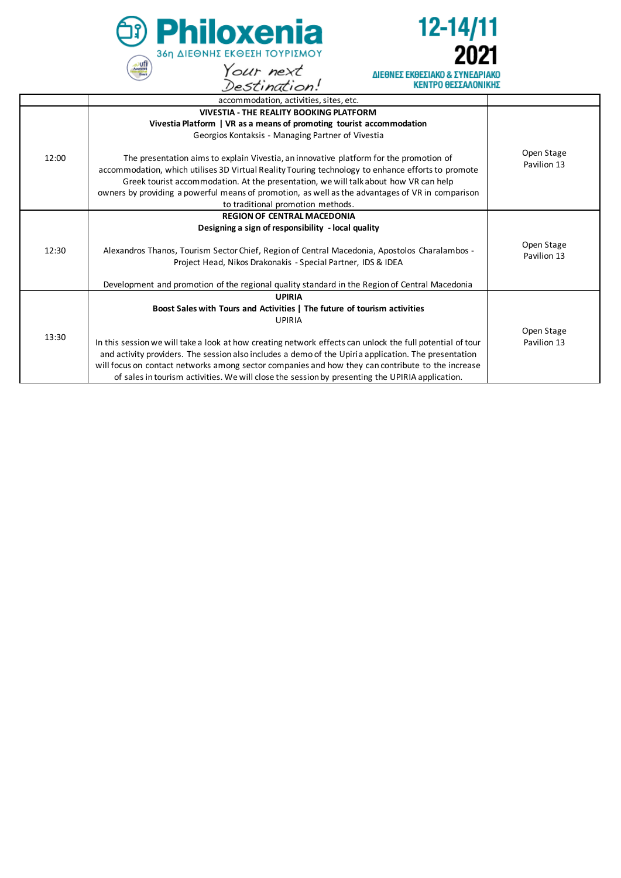| | | |
|---|---|---|
| | accommodation, activities, sites, etc. | |
| 12:00 | **VIVESTIA - THE REALITY BOOKING PLATFORM**<br>**Vivestia Platform \| VR as a means of promoting tourist accommodation**<br>Georgios Kontaksis - Managing Partner of Vivestia<br><br>The presentation aims to explain Vivestia, an innovative platform for the promotion of accommodation, which utilises 3D Virtual Reality Touring technology to enhance efforts to promote Greek tourist accommodation. At the presentation, we will talk about how VR can help owners by providing a powerful means of promotion, as well as the advantages of VR in comparison to traditional promotion methods. | Open Stage Pavilion 13 |
| 12:30 | **REGION OF CENTRAL MACEDONIA**<br>**Designing a sign of responsibility - local quality**<br><br>Alexandros Thanos, Tourism Sector Chief, Region of Central Macedonia, Apostolos Charalambos - Project Head, Nikos Drakonakis - Special Partner, IDS & IDEA<br><br>Development and promotion of the regional quality standard in the Region of Central Macedonia | Open Stage Pavilion 13 |
| 13:30 | **UPIRIA**<br>**Boost Sales with Tours and Activities \| The future of tourism activities**<br>UPIRIA<br><br>In this session we will take a look at how creating network effects can unlock the full potential of tour and activity providers. The session also includes a demo of the Upiria application. The presentation will focus on contact networks among sector companies and how they can contribute to the increase of sales in tourism activities. We will close the session by presenting the UPIRIA application. | Open Stage Pavilion 13 |